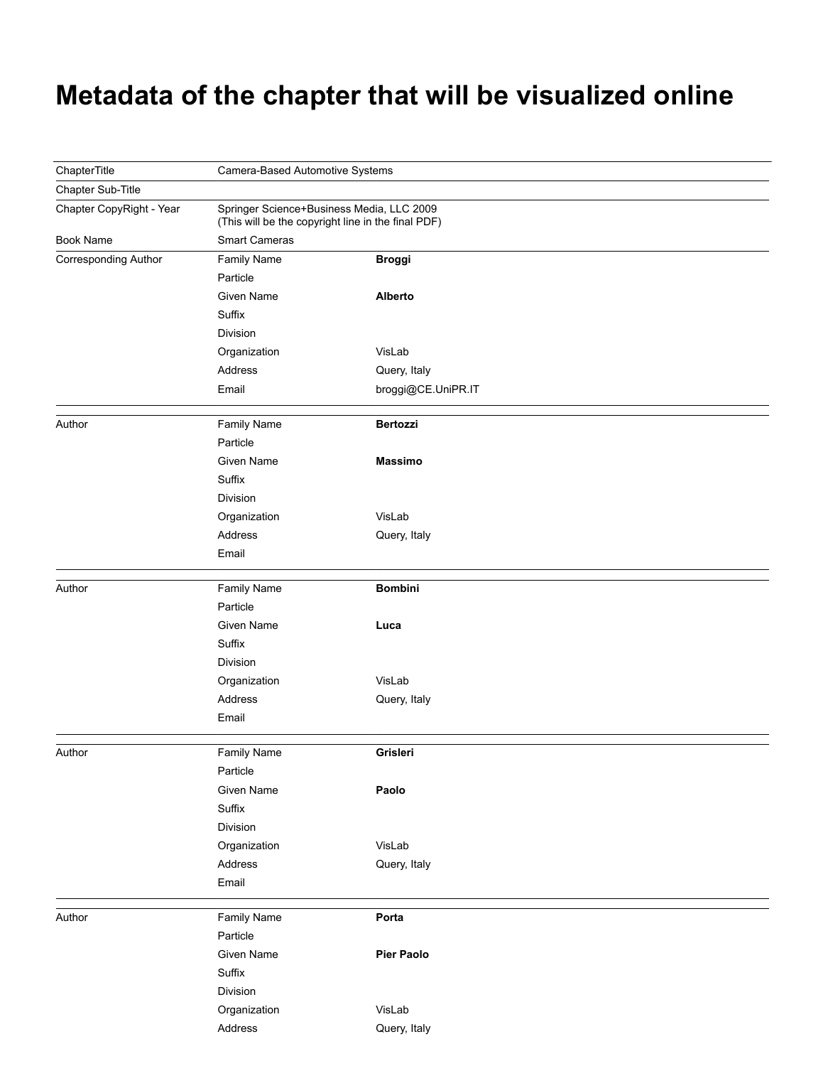# Metadata of the chapter that will be visualized online

| | | |
|---|---|---|
| ChapterTitle | Camera-Based Automotive Systems | |
| Chapter Sub-Title | | |
| Chapter CopyRight - Year | Springer Science+Business Media, LLC 2009<br>(This will be the copyright line in the final PDF) | |
| Book Name | Smart Cameras | |
| Corresponding Author | Family Name | **Broggi** |
| | Particle | |
| | Given Name | **Alberto** |
| | Suffix | |
| | Division | |
| | Organization | VisLab |
| | Address | Query, Italy |
| | Email | broggi@CE.UniPR.IT |
| Author | Family Name | **Bertozzi** |
| | Particle | |
| | Given Name | **Massimo** |
| | Suffix | |
| | Division | |
| | Organization | VisLab |
| | Address | Query, Italy |
| | Email | |
| Author | Family Name | **Bombini** |
| | Particle | |
| | Given Name | **Luca** |
| | Suffix | |
| | Division | |
| | Organization | VisLab |
| | Address | Query, Italy |
| | Email | |
| Author | Family Name | **Grisleri** |
| | Particle | |
| | Given Name | **Paolo** |
| | Suffix | |
| | Division | |
| | Organization | VisLab |
| | Address | Query, Italy |
| | Email | |
| Author | Family Name | **Porta** |
| | Particle | |
| | Given Name | **Pier Paolo** |
| | Suffix | |
| | Division | |
| | Organization | VisLab |
| | Address | Query, Italy |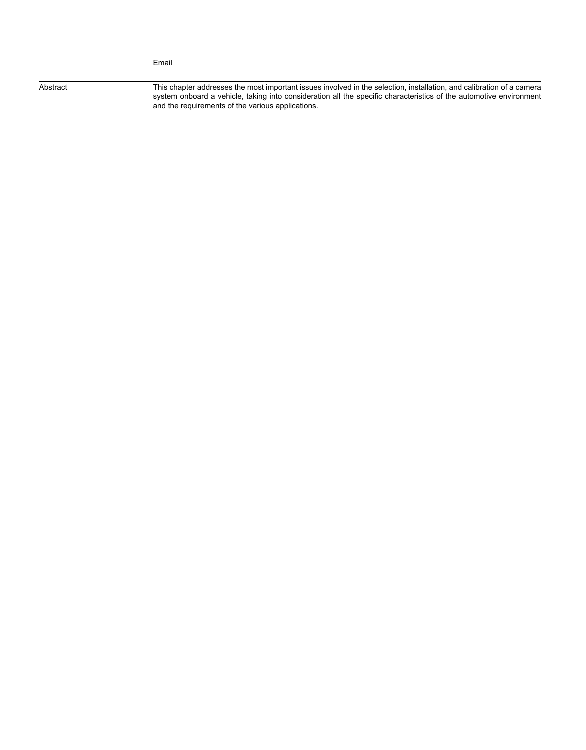| | Email |
|---|---|
| Abstract | This chapter addresses the most important issues involved in the selection, installation, and calibration of a camera system onboard a vehicle, taking into consideration all the specific characteristics of the automotive environment and the requirements of the various applications. |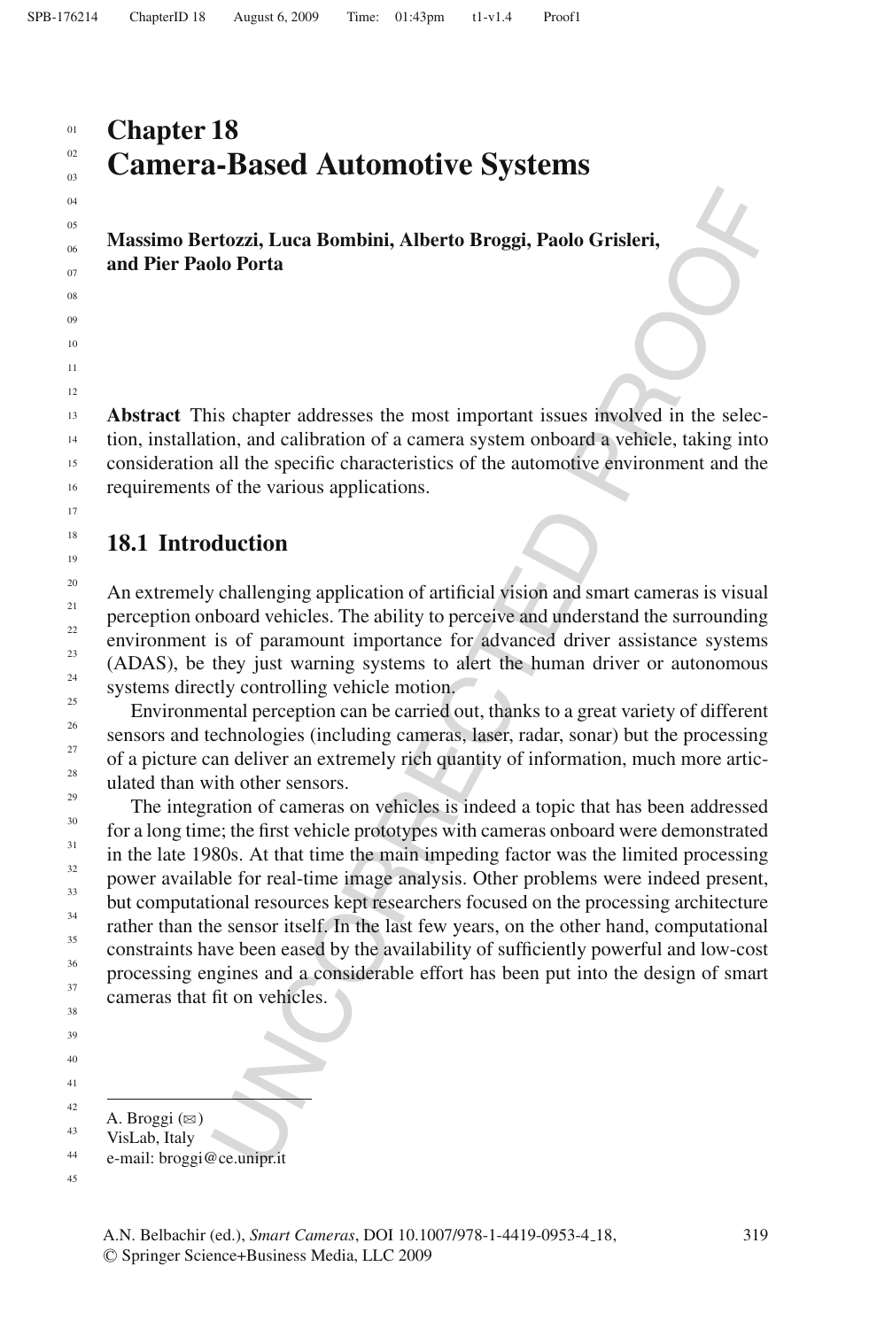# Chapter 18
# Camera-Based Automotive Systems

**Massimo Bertozzi, Luca Bombini, Alberto Broggi, Paolo Grisleri, and Pier Paolo Porta**

**Abstract** This chapter addresses the most important issues involved in the selection, installation, and calibration of a camera system onboard a vehicle, taking into consideration all the specific characteristics of the automotive environment and the requirements of the various applications.

## 18.1 Introduction

An extremely challenging application of artificial vision and smart cameras is visual perception onboard vehicles. The ability to perceive and understand the surrounding environment is of paramount importance for advanced driver assistance systems (ADAS), be they just warning systems to alert the human driver or autonomous systems directly controlling vehicle motion.

Environmental perception can be carried out, thanks to a great variety of different sensors and technologies (including cameras, laser, radar, sonar) but the processing of a picture can deliver an extremely rich quantity of information, much more articulated than with other sensors.

The integration of cameras on vehicles is indeed a topic that has been addressed for a long time; the first vehicle prototypes with cameras onboard were demonstrated in the late 1980s. At that time the main impeding factor was the limited processing power available for real-time image analysis. Other problems were indeed present, but computational resources kept researchers focused on the processing architecture rather than the sensor itself. In the last few years, on the other hand, computational constraints have been eased by the availability of sufficiently powerful and low-cost processing engines and a considerable effort has been put into the design of smart cameras that fit on vehicles.

---

A. Broggi (✉)
VisLab, Italy
e-mail: broggi@ce.unipr.it

A.N. Belbachir (ed.), *Smart Cameras*, DOI 10.1007/978-1-4419-0953-4_18,
© Springer Science+Business Media, LLC 2009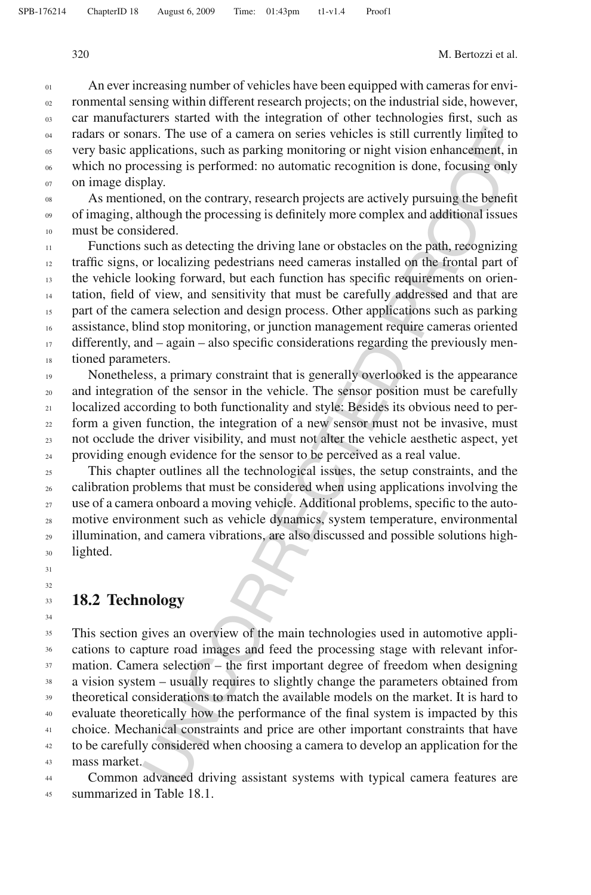An ever increasing number of vehicles have been equipped with cameras for environmental sensing within different research projects; on the industrial side, however, car manufacturers started with the integration of other technologies first, such as radars or sonars. The use of a camera on series vehicles is still currently limited to very basic applications, such as parking monitoring or night vision enhancement, in which no processing is performed: no automatic recognition is done, focusing only on image display.

As mentioned, on the contrary, research projects are actively pursuing the benefit of imaging, although the processing is definitely more complex and additional issues must be considered.

Functions such as detecting the driving lane or obstacles on the path, recognizing traffic signs, or localizing pedestrians need cameras installed on the frontal part of the vehicle looking forward, but each function has specific requirements on orientation, field of view, and sensitivity that must be carefully addressed and that are part of the camera selection and design process. Other applications such as parking assistance, blind stop monitoring, or junction management require cameras oriented differently, and – again – also specific considerations regarding the previously mentioned parameters.

Nonetheless, a primary constraint that is generally overlooked is the appearance and integration of the sensor in the vehicle. The sensor position must be carefully localized according to both functionality and style: Besides its obvious need to perform a given function, the integration of a new sensor must not be invasive, must not occlude the driver visibility, and must not alter the vehicle aesthetic aspect, yet providing enough evidence for the sensor to be perceived as a real value.

This chapter outlines all the technological issues, the setup constraints, and the calibration problems that must be considered when using applications involving the use of a camera onboard a moving vehicle. Additional problems, specific to the automotive environment such as vehicle dynamics, system temperature, environmental illumination, and camera vibrations, are also discussed and possible solutions highlighted.

## 18.2 Technology

This section gives an overview of the main technologies used in automotive applications to capture road images and feed the processing stage with relevant information. Camera selection – the first important degree of freedom when designing a vision system – usually requires to slightly change the parameters obtained from theoretical considerations to match the available models on the market. It is hard to evaluate theoretically how the performance of the final system is impacted by this choice. Mechanical constraints and price are other important constraints that have to be carefully considered when choosing a camera to develop an application for the mass market.

Common advanced driving assistant systems with typical camera features are summarized in Table 18.1.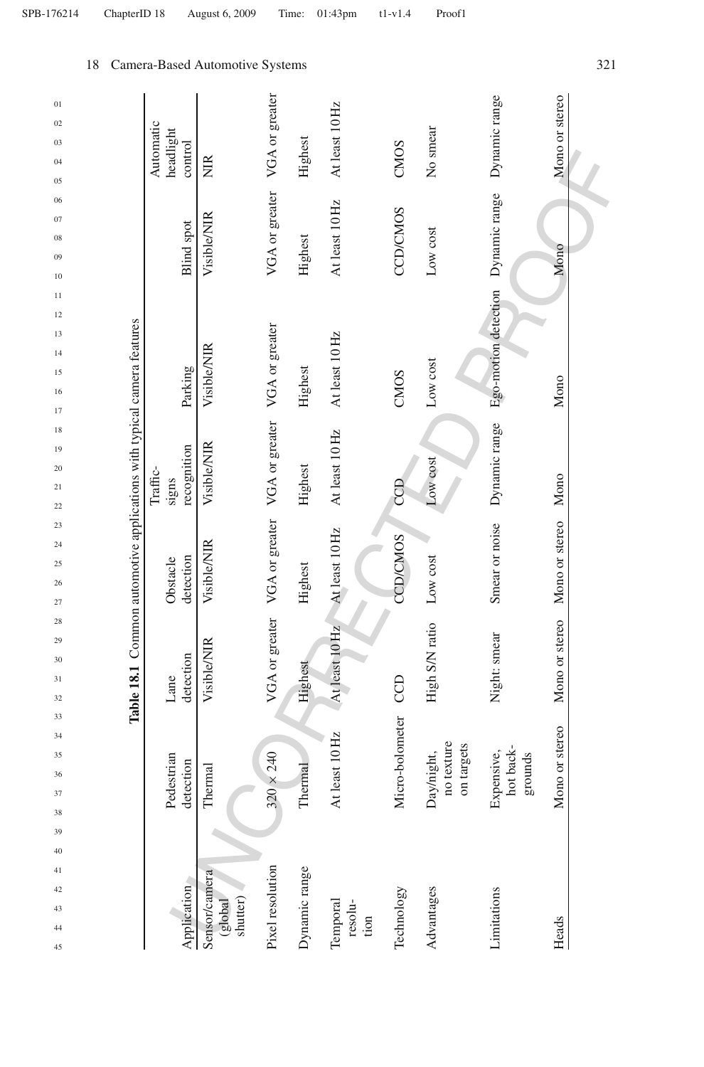Table 18.1 Common automotive applications with typical camera features

| Application | Pedestrian detection | Lane detection | Obstacle detection | Traffic-signs recognition | Parking | Blind spot | Automatic headlight control |
|---|---|---|---|---|---|---|---|
| Sensor/camera (global shutter) | Thermal | Visible/NIR | Visible/NIR | Visible/NIR | Visible/NIR | Visible/NIR | NIR |
| Pixel resolution | $320 \times 240$ | VGA or greater | VGA or greater | VGA or greater | VGA or greater | VGA or greater | VGA or greater |
| Dynamic range | Thermal | Highest | Highest | Highest | Highest | Highest | Highest |
| Temporal resolution | At least 10 Hz | At least 10 Hz | At least 10 Hz | At least 10 Hz | At least 10 Hz | At least 10 Hz | At least 10 Hz |
| Technology | Micro-bolometer | CCD | CCD/CMOS | CCD | CMOS | CCD/CMOS | CMOS |
| Advantages | Day/night, no texture on targets | High S/N ratio | Low cost | Low cost | Low cost | Low cost | No smear |
| Limitations | Expensive, hot backgrounds | Night: smear | Smear or noise | Dynamic range | Ego-motion detection | Dynamic range | Dynamic range |
| Heads | Mono or stereo | Mono or stereo | Mono or stereo | Mono | Mono | Mono | Mono or stereo |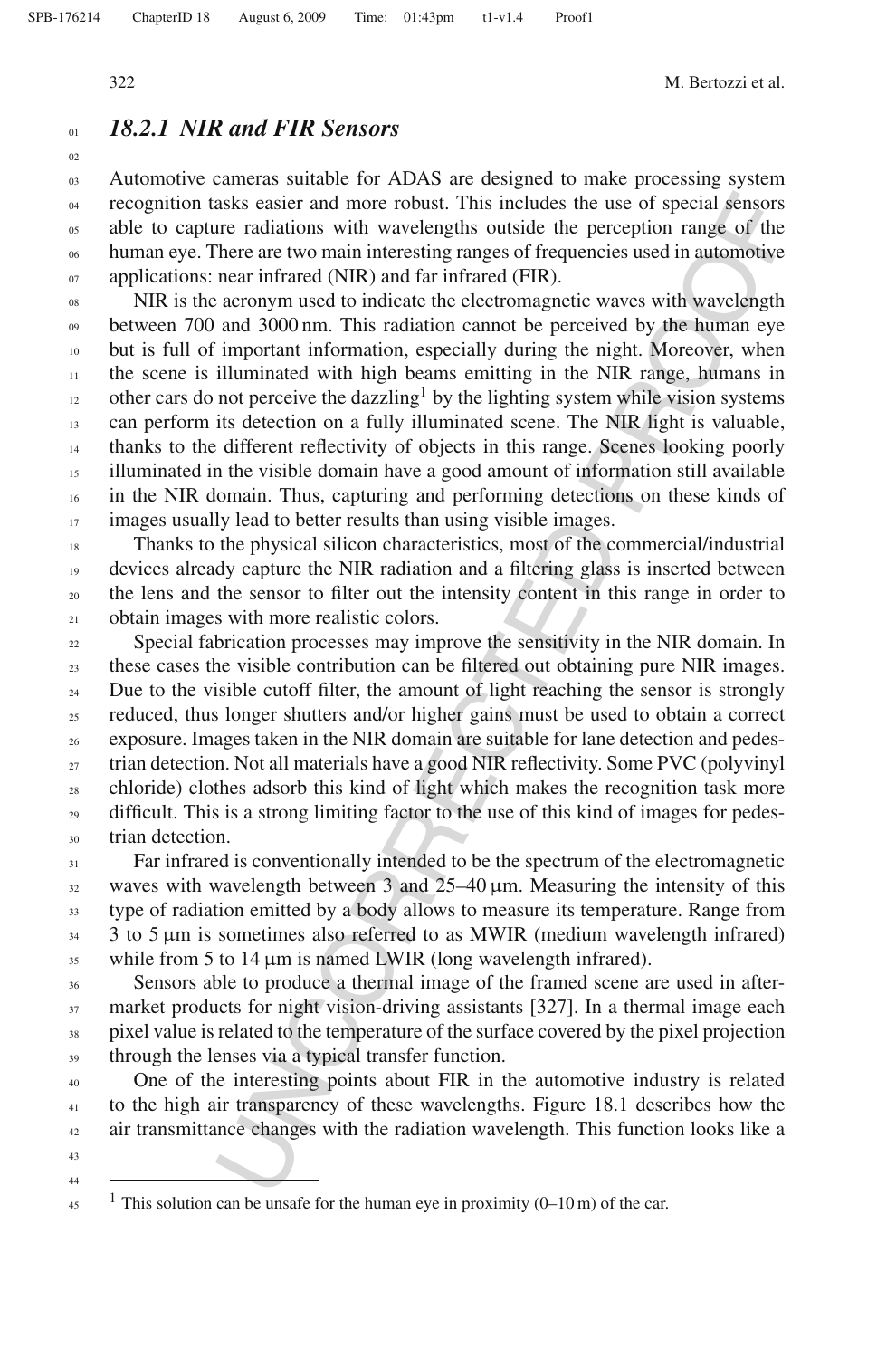### 18.2.1 NIR and FIR Sensors

Automotive cameras suitable for ADAS are designed to make processing system recognition tasks easier and more robust. This includes the use of special sensors able to capture radiations with wavelengths outside the perception range of the human eye. There are two main interesting ranges of frequencies used in automotive applications: near infrared (NIR) and far infrared (FIR).

NIR is the acronym used to indicate the electromagnetic waves with wavelength between 700 and 3000 nm. This radiation cannot be perceived by the human eye but is full of important information, especially during the night. Moreover, when the scene is illuminated with high beams emitting in the NIR range, humans in other cars do not perceive the dazzling[1] by the lighting system while vision systems can perform its detection on a fully illuminated scene. The NIR light is valuable, thanks to the different reflectivity of objects in this range. Scenes looking poorly illuminated in the visible domain have a good amount of information still available in the NIR domain. Thus, capturing and performing detections on these kinds of images usually lead to better results than using visible images.

Thanks to the physical silicon characteristics, most of the commercial/industrial devices already capture the NIR radiation and a filtering glass is inserted between the lens and the sensor to filter out the intensity content in this range in order to obtain images with more realistic colors.

Special fabrication processes may improve the sensitivity in the NIR domain. In these cases the visible contribution can be filtered out obtaining pure NIR images. Due to the visible cutoff filter, the amount of light reaching the sensor is strongly reduced, thus longer shutters and/or higher gains must be used to obtain a correct exposure. Images taken in the NIR domain are suitable for lane detection and pedestrian detection. Not all materials have a good NIR reflectivity. Some PVC (polyvinyl chloride) clothes adsorb this kind of light which makes the recognition task more difficult. This is a strong limiting factor to the use of this kind of images for pedestrian detection.

Far infrared is conventionally intended to be the spectrum of the electromagnetic waves with wavelength between 3 and 25–40 μm. Measuring the intensity of this type of radiation emitted by a body allows to measure its temperature. Range from 3 to 5 μm is sometimes also referred to as MWIR (medium wavelength infrared) while from 5 to 14 μm is named LWIR (long wavelength infrared).

Sensors able to produce a thermal image of the framed scene are used in aftermarket products for night vision-driving assistants [327]. In a thermal image each pixel value is related to the temperature of the surface covered by the pixel projection through the lenses via a typical transfer function.

One of the interesting points about FIR in the automotive industry is related to the high air transparency of these wavelengths. Figure 18.1 describes how the air transmittance changes with the radiation wavelength. This function looks like a

---

[1] This solution can be unsafe for the human eye in proximity (0–10 m) of the car.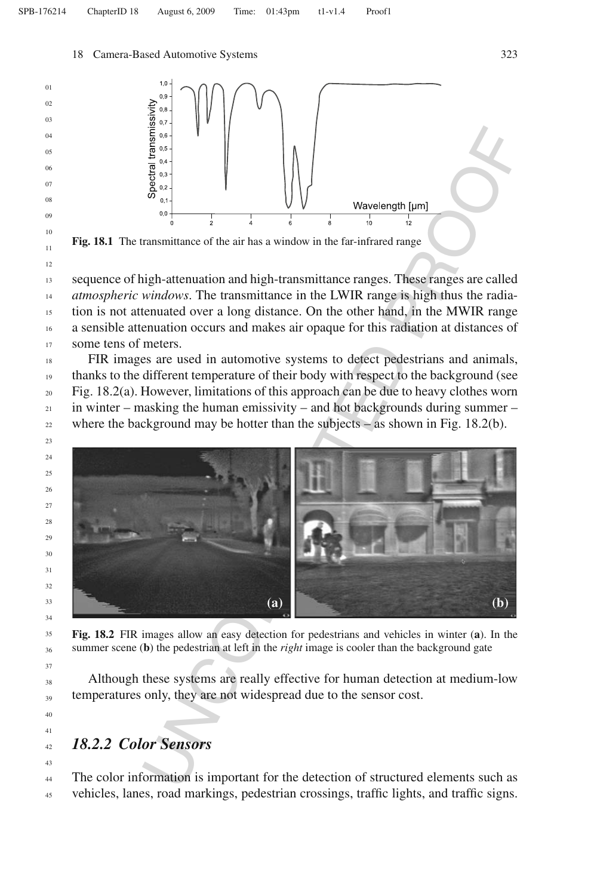Fig. 18.1 The transmittance of the air has a window in the far-infrared range

sequence of high-attenuation and high-transmittance ranges. These ranges are called *atmospheric windows*. The transmittance in the LWIR range is high thus the radiation is not attenuated over a long distance. On the other hand, in the MWIR range a sensible attenuation occurs and makes air opaque for this radiation at distances of some tens of meters.

FIR images are used in automotive systems to detect pedestrians and animals, thanks to the different temperature of their body with respect to the background (see Fig. 18.2(a). However, limitations of this approach can be due to heavy clothes worn in winter – masking the human emissivity – and hot backgrounds during summer – where the background may be hotter than the subjects – as shown in Fig. 18.2(b).

**Fig. 18.2** FIR images allow an easy detection for pedestrians and vehicles in winter (**a**). In the summer scene (**b**) the pedestrian at left in the *right* image is cooler than the background gate

Although these systems are really effective for human detection at medium-low temperatures only, they are not widespread due to the sensor cost.

## *18.2.2 Color Sensors*

The color information is important for the detection of structured elements such as vehicles, lanes, road markings, pedestrian crossings, traffic lights, and traffic signs.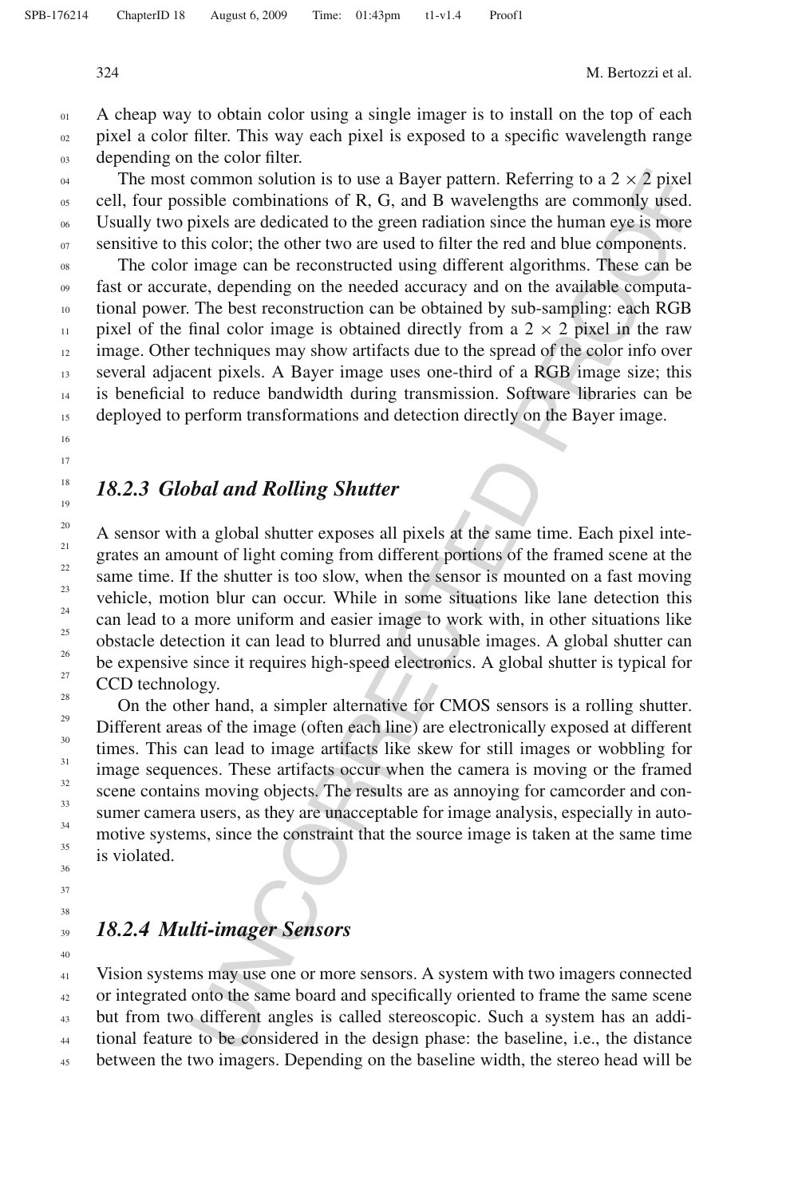A cheap way to obtain color using a single imager is to install on the top of each pixel a color filter. This way each pixel is exposed to a specific wavelength range depending on the color filter.

The most common solution is to use a Bayer pattern. Referring to a $2 \times 2$ pixel cell, four possible combinations of R, G, and B wavelengths are commonly used. Usually two pixels are dedicated to the green radiation since the human eye is more sensitive to this color; the other two are used to filter the red and blue components.

The color image can be reconstructed using different algorithms. These can be fast or accurate, depending on the needed accuracy and on the available computational power. The best reconstruction can be obtained by sub-sampling: each RGB pixel of the final color image is obtained directly from a $2 \times 2$ pixel in the raw image. Other techniques may show artifacts due to the spread of the color info over several adjacent pixels. A Bayer image uses one-third of a RGB image size; this is beneficial to reduce bandwidth during transmission. Software libraries can be deployed to perform transformations and detection directly on the Bayer image.

### *18.2.3 Global and Rolling Shutter*

A sensor with a global shutter exposes all pixels at the same time. Each pixel integrates an amount of light coming from different portions of the framed scene at the same time. If the shutter is too slow, when the sensor is mounted on a fast moving vehicle, motion blur can occur. While in some situations like lane detection this can lead to a more uniform and easier image to work with, in other situations like obstacle detection it can lead to blurred and unusable images. A global shutter can be expensive since it requires high-speed electronics. A global shutter is typical for CCD technology.

On the other hand, a simpler alternative for CMOS sensors is a rolling shutter. Different areas of the image (often each line) are electronically exposed at different times. This can lead to image artifacts like skew for still images or wobbling for image sequences. These artifacts occur when the camera is moving or the framed scene contains moving objects. The results are as annoying for camcorder and consumer camera users, as they are unacceptable for image analysis, especially in automotive systems, since the constraint that the source image is taken at the same time is violated.

### *18.2.4 Multi-imager Sensors*

Vision systems may use one or more sensors. A system with two imagers connected or integrated onto the same board and specifically oriented to frame the same scene but from two different angles is called stereoscopic. Such a system has an additional feature to be considered in the design phase: the baseline, i.e., the distance between the two imagers. Depending on the baseline width, the stereo head will be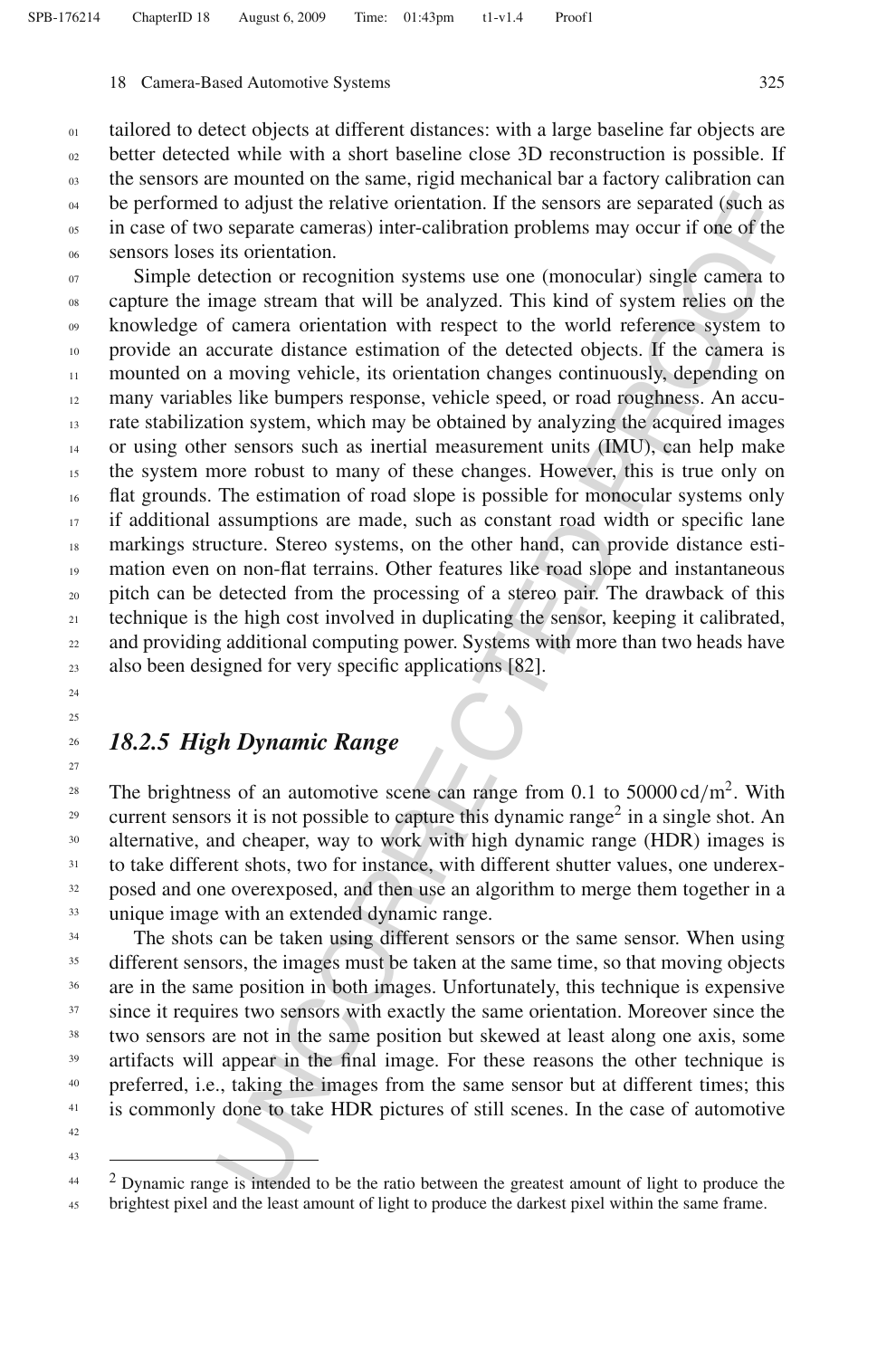tailored to detect objects at different distances: with a large baseline far objects are better detected while with a short baseline close 3D reconstruction is possible. If the sensors are mounted on the same, rigid mechanical bar a factory calibration can be performed to adjust the relative orientation. If the sensors are separated (such as in case of two separate cameras) inter-calibration problems may occur if one of the sensors loses its orientation.

Simple detection or recognition systems use one (monocular) single camera to capture the image stream that will be analyzed. This kind of system relies on the knowledge of camera orientation with respect to the world reference system to provide an accurate distance estimation of the detected objects. If the camera is mounted on a moving vehicle, its orientation changes continuously, depending on many variables like bumpers response, vehicle speed, or road roughness. An accurate stabilization system, which may be obtained by analyzing the acquired images or using other sensors such as inertial measurement units (IMU), can help make the system more robust to many of these changes. However, this is true only on flat grounds. The estimation of road slope is possible for monocular systems only if additional assumptions are made, such as constant road width or specific lane markings structure. Stereo systems, on the other hand, can provide distance estimation even on non-flat terrains. Other features like road slope and instantaneous pitch can be detected from the processing of a stereo pair. The drawback of this technique is the high cost involved in duplicating the sensor, keeping it calibrated, and providing additional computing power. Systems with more than two heads have also been designed for very specific applications [82].

### *18.2.5 High Dynamic Range*

The brightness of an automotive scene can range from 0.1 to 50000 $cd/m^2$. With current sensors it is not possible to capture this dynamic range[2] in a single shot. An alternative, and cheaper, way to work with high dynamic range (HDR) images is to take different shots, two for instance, with different shutter values, one underexposed and one overexposed, and then use an algorithm to merge them together in a unique image with an extended dynamic range.

The shots can be taken using different sensors or the same sensor. When using different sensors, the images must be taken at the same time, so that moving objects are in the same position in both images. Unfortunately, this technique is expensive since it requires two sensors with exactly the same orientation. Moreover since the two sensors are not in the same position but skewed at least along one axis, some artifacts will appear in the final image. For these reasons the other technique is preferred, i.e., taking the images from the same sensor but at different times; this is commonly done to take HDR pictures of still scenes. In the case of automotive

[2] Dynamic range is intended to be the ratio between the greatest amount of light to produce the brightest pixel and the least amount of light to produce the darkest pixel within the same frame.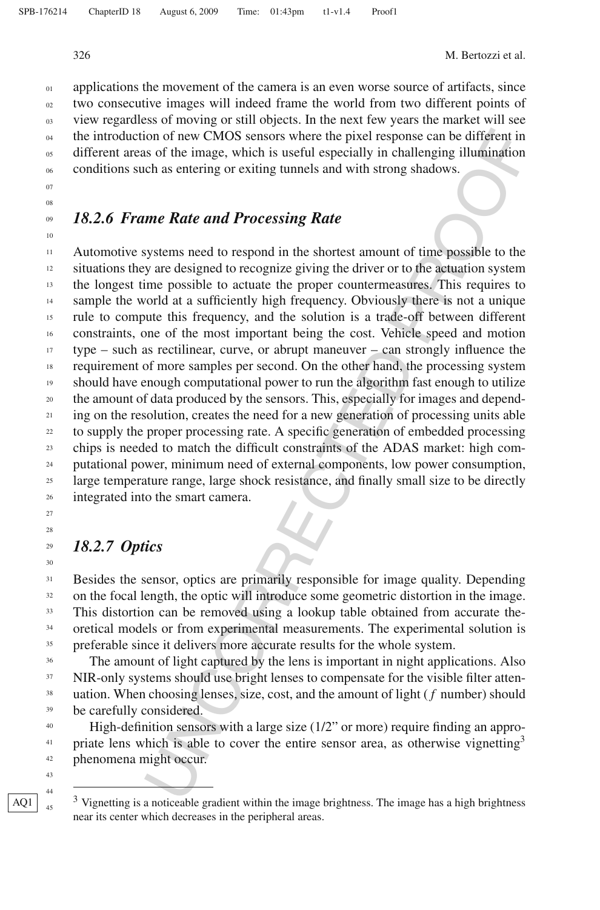applications the movement of the camera is an even worse source of artifacts, since two consecutive images will indeed frame the world from two different points of view regardless of moving or still objects. In the next few years the market will see the introduction of new CMOS sensors where the pixel response can be different in different areas of the image, which is useful especially in challenging illumination conditions such as entering or exiting tunnels and with strong shadows.

### *18.2.6 Frame Rate and Processing Rate*

Automotive systems need to respond in the shortest amount of time possible to the situations they are designed to recognize giving the driver or to the actuation system the longest time possible to actuate the proper countermeasures. This requires to sample the world at a sufficiently high frequency. Obviously there is not a unique rule to compute this frequency, and the solution is a trade-off between different constraints, one of the most important being the cost. Vehicle speed and motion type – such as rectilinear, curve, or abrupt maneuver – can strongly influence the requirement of more samples per second. On the other hand, the processing system should have enough computational power to run the algorithm fast enough to utilize the amount of data produced by the sensors. This, especially for images and depending on the resolution, creates the need for a new generation of processing units able to supply the proper processing rate. A specific generation of embedded processing chips is needed to match the difficult constraints of the ADAS market: high computational power, minimum need of external components, low power consumption, large temperature range, large shock resistance, and finally small size to be directly integrated into the smart camera.

### *18.2.7 Optics*

Besides the sensor, optics are primarily responsible for image quality. Depending on the focal length, the optic will introduce some geometric distortion in the image. This distortion can be removed using a lookup table obtained from accurate theoretical models or from experimental measurements. The experimental solution is preferable since it delivers more accurate results for the whole system.

The amount of light captured by the lens is important in night applications. Also NIR-only systems should use bright lenses to compensate for the visible filter attenuation. When choosing lenses, size, cost, and the amount of light ($f$ number) should be carefully considered.

High-definition sensors with a large size (1/2" or more) require finding an appropriate lens which is able to cover the entire sensor area, as otherwise vignetting[3] phenomena might occur.

[3] Vignetting is a noticeable gradient within the image brightness. The image has a high brightness near its center which decreases in the peripheral areas.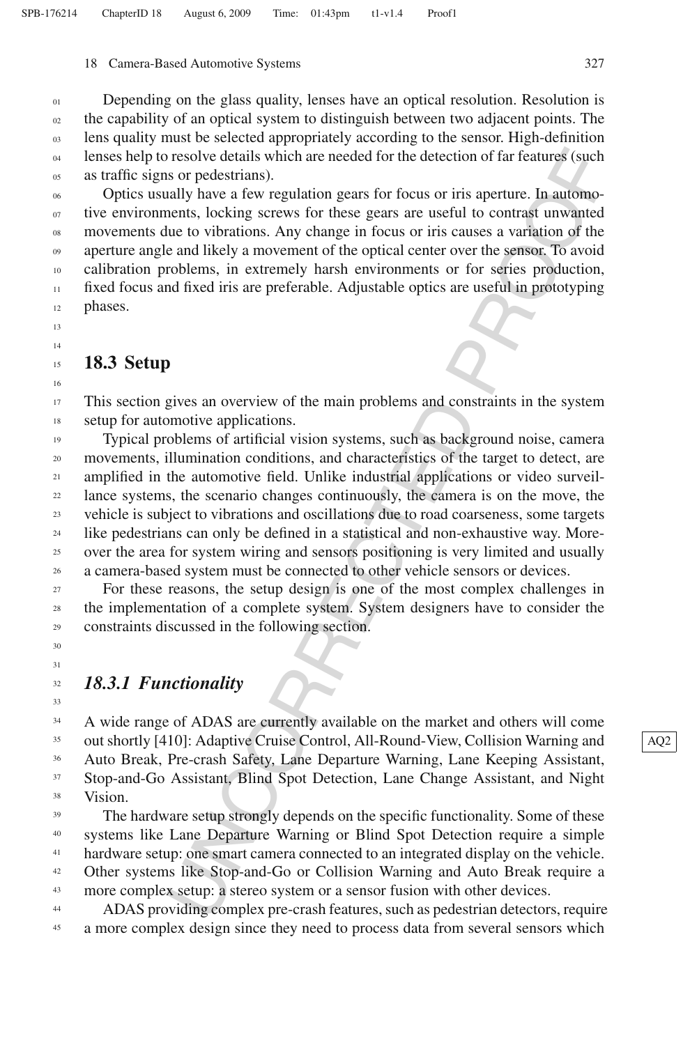Depending on the glass quality, lenses have an optical resolution. Resolution is the capability of an optical system to distinguish between two adjacent points. The lens quality must be selected appropriately according to the sensor. High-definition lenses help to resolve details which are needed for the detection of far features (such as traffic signs or pedestrians).

Optics usually have a few regulation gears for focus or iris aperture. In automotive environments, locking screws for these gears are useful to contrast unwanted movements due to vibrations. Any change in focus or iris causes a variation of the aperture angle and likely a movement of the optical center over the sensor. To avoid calibration problems, in extremely harsh environments or for series production, fixed focus and fixed iris are preferable. Adjustable optics are useful in prototyping phases.

## 18.3 Setup

This section gives an overview of the main problems and constraints in the system setup for automotive applications.

Typical problems of artificial vision systems, such as background noise, camera movements, illumination conditions, and characteristics of the target to detect, are amplified in the automotive field. Unlike industrial applications or video surveillance systems, the scenario changes continuously, the camera is on the move, the vehicle is subject to vibrations and oscillations due to road coarseness, some targets like pedestrians can only be defined in a statistical and non-exhaustive way. Moreover the area for system wiring and sensors positioning is very limited and usually a camera-based system must be connected to other vehicle sensors or devices.

For these reasons, the setup design is one of the most complex challenges in the implementation of a complete system. System designers have to consider the constraints discussed in the following section.

### *18.3.1 Functionality*

A wide range of ADAS are currently available on the market and others will come out shortly [410]: Adaptive Cruise Control, All-Round-View, Collision Warning and Auto Break, Pre-crash Safety, Lane Departure Warning, Lane Keeping Assistant, Stop-and-Go Assistant, Blind Spot Detection, Lane Change Assistant, and Night Vision.

The hardware setup strongly depends on the specific functionality. Some of these systems like Lane Departure Warning or Blind Spot Detection require a simple hardware setup: one smart camera connected to an integrated display on the vehicle. Other systems like Stop-and-Go or Collision Warning and Auto Break require a more complex setup: a stereo system or a sensor fusion with other devices.

ADAS providing complex pre-crash features, such as pedestrian detectors, require a more complex design since they need to process data from several sensors which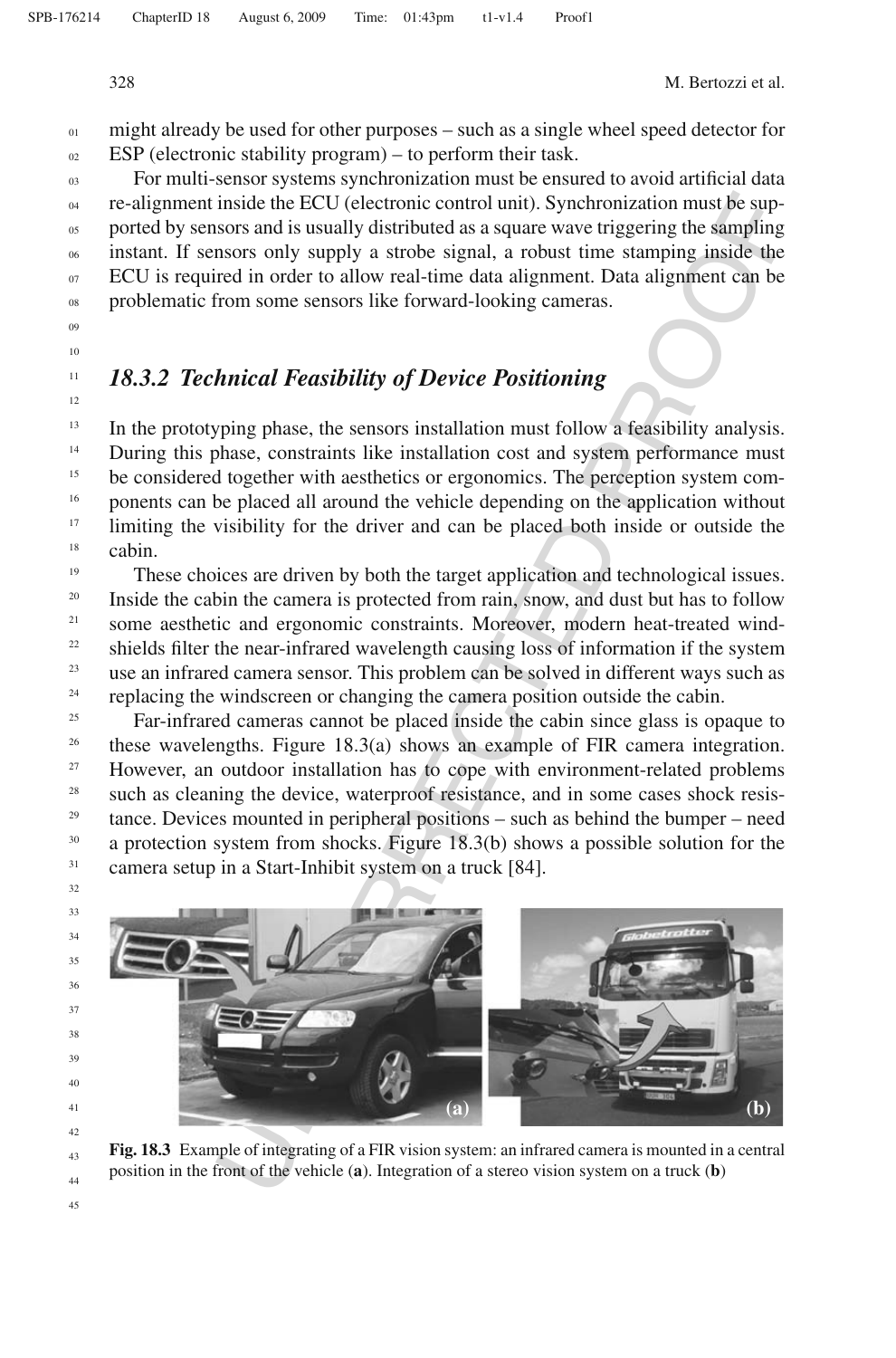might already be used for other purposes – such as a single wheel speed detector for ESP (electronic stability program) – to perform their task.

For multi-sensor systems synchronization must be ensured to avoid artificial data re-alignment inside the ECU (electronic control unit). Synchronization must be supported by sensors and is usually distributed as a square wave triggering the sampling instant. If sensors only supply a strobe signal, a robust time stamping inside the ECU is required in order to allow real-time data alignment. Data alignment can be problematic from some sensors like forward-looking cameras.

### *18.3.2 Technical Feasibility of Device Positioning*

In the prototyping phase, the sensors installation must follow a feasibility analysis. During this phase, constraints like installation cost and system performance must be considered together with aesthetics or ergonomics. The perception system components can be placed all around the vehicle depending on the application without limiting the visibility for the driver and can be placed both inside or outside the cabin.

These choices are driven by both the target application and technological issues. Inside the cabin the camera is protected from rain, snow, and dust but has to follow some aesthetic and ergonomic constraints. Moreover, modern heat-treated windshields filter the near-infrared wavelength causing loss of information if the system use an infrared camera sensor. This problem can be solved in different ways such as replacing the windscreen or changing the camera position outside the cabin.

Far-infrared cameras cannot be placed inside the cabin since glass is opaque to these wavelengths. Figure 18.3(a) shows an example of FIR camera integration. However, an outdoor installation has to cope with environment-related problems such as cleaning the device, waterproof resistance, and in some cases shock resistance. Devices mounted in peripheral positions – such as behind the bumper – need a protection system from shocks. Figure 18.3(b) shows a possible solution for the camera setup in a Start-Inhibit system on a truck [84].

**Fig. 18.3** Example of integrating of a FIR vision system: an infrared camera is mounted in a central position in the front of the vehicle (**a**). Integration of a stereo vision system on a truck (**b**)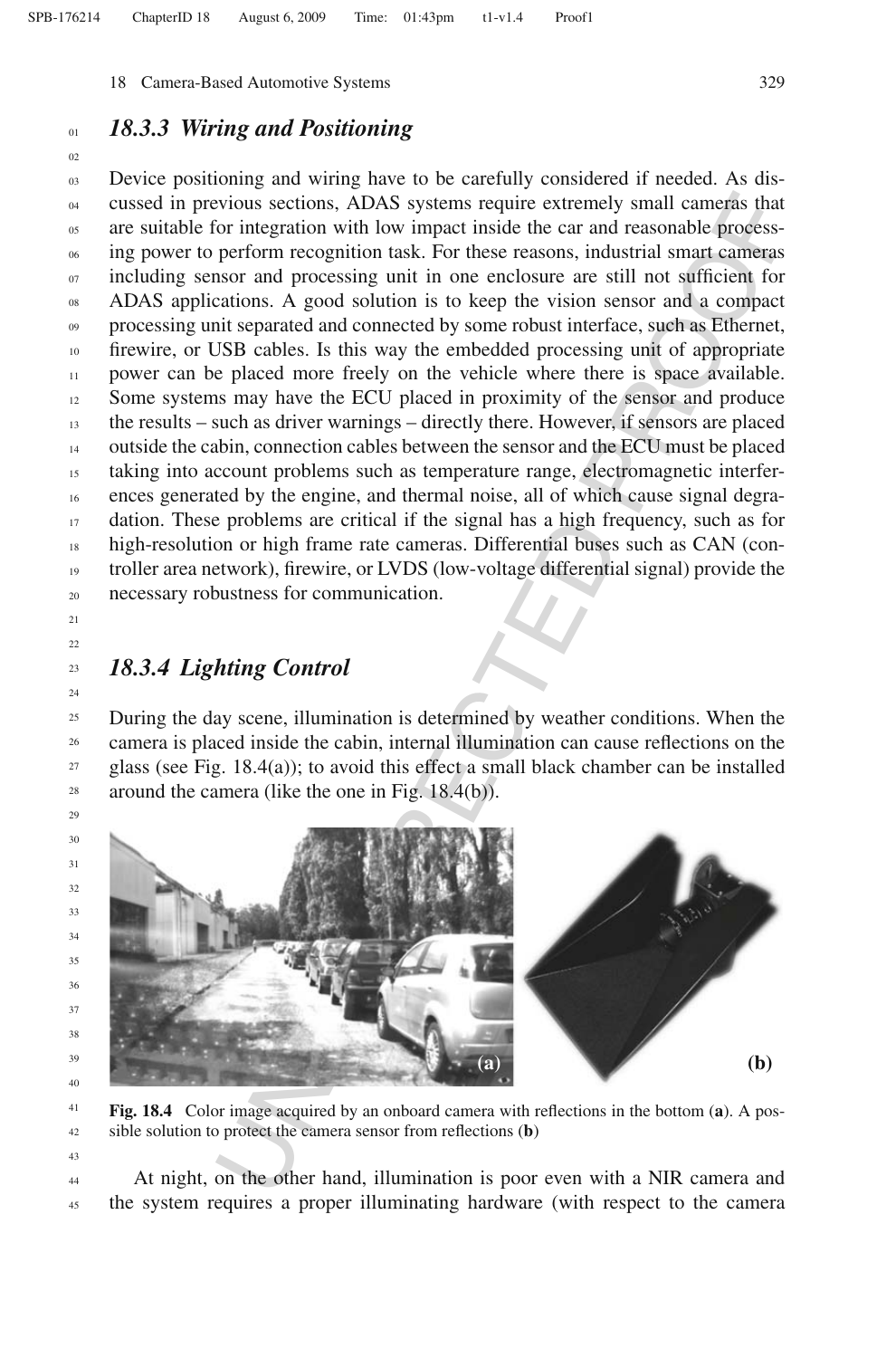### 18.3.3 Wiring and Positioning

Device positioning and wiring have to be carefully considered if needed. As discussed in previous sections, ADAS systems require extremely small cameras that are suitable for integration with low impact inside the car and reasonable processing power to perform recognition task. For these reasons, industrial smart cameras including sensor and processing unit in one enclosure are still not sufficient for ADAS applications. A good solution is to keep the vision sensor and a compact processing unit separated and connected by some robust interface, such as Ethernet, firewire, or USB cables. Is this way the embedded processing unit of appropriate power can be placed more freely on the vehicle where there is space available. Some systems may have the ECU placed in proximity of the sensor and produce the results – such as driver warnings – directly there. However, if sensors are placed outside the cabin, connection cables between the sensor and the ECU must be placed taking into account problems such as temperature range, electromagnetic interferences generated by the engine, and thermal noise, all of which cause signal degradation. These problems are critical if the signal has a high frequency, such as for high-resolution or high frame rate cameras. Differential buses such as CAN (controller area network), firewire, or LVDS (low-voltage differential signal) provide the necessary robustness for communication.

### 18.3.4 Lighting Control

During the day scene, illumination is determined by weather conditions. When the camera is placed inside the cabin, internal illumination can cause reflections on the glass (see Fig. 18.4(a)); to avoid this effect a small black chamber can be installed around the camera (like the one in Fig. 18.4(b)).

(a)

(b)

**Fig. 18.4** Color image acquired by an onboard camera with reflections in the bottom (**a**). A possible solution to protect the camera sensor from reflections (**b**)

At night, on the other hand, illumination is poor even with a NIR camera and the system requires a proper illuminating hardware (with respect to the camera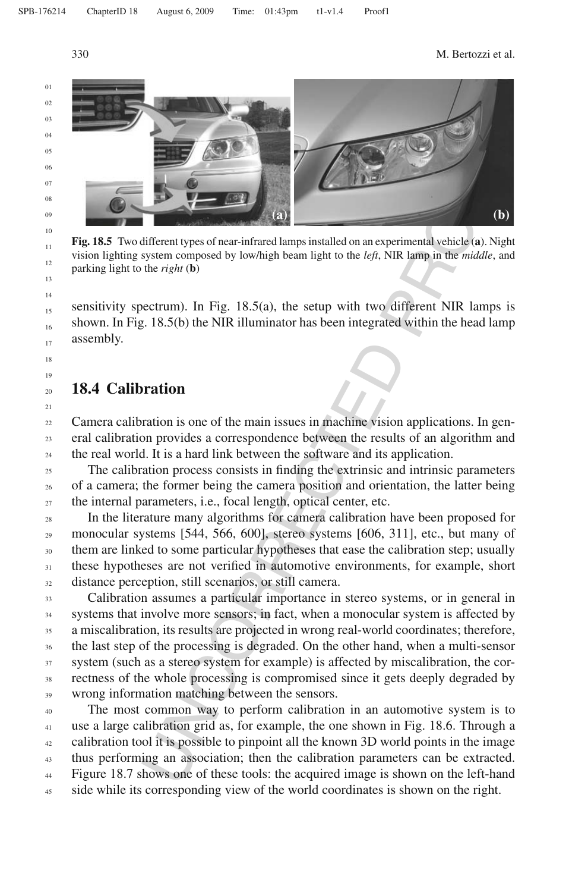**Fig. 18.5** Two different types of near-infrared lamps installed on an experimental vehicle (**a**). Night vision lighting system composed by low/high beam light to the *left*, NIR lamp in the *middle*, and parking light to the *right* (**b**)

sensitivity spectrum). In Fig. 18.5(a), the setup with two different NIR lamps is shown. In Fig. 18.5(b) the NIR illuminator has been integrated within the head lamp assembly.

## 18.4 Calibration

Camera calibration is one of the main issues in machine vision applications. In general calibration provides a correspondence between the results of an algorithm and the real world. It is a hard link between the software and its application.

The calibration process consists in finding the extrinsic and intrinsic parameters of a camera; the former being the camera position and orientation, the latter being the internal parameters, i.e., focal length, optical center, etc.

In the literature many algorithms for camera calibration have been proposed for monocular systems [544, 566, 600], stereo systems [606, 311], etc., but many of them are linked to some particular hypotheses that ease the calibration step; usually these hypotheses are not verified in automotive environments, for example, short distance perception, still scenarios, or still camera.

Calibration assumes a particular importance in stereo systems, or in general in systems that involve more sensors; in fact, when a monocular system is affected by a miscalibration, its results are projected in wrong real-world coordinates; therefore, the last step of the processing is degraded. On the other hand, when a multi-sensor system (such as a stereo system for example) is affected by miscalibration, the correctness of the whole processing is compromised since it gets deeply degraded by wrong information matching between the sensors.

The most common way to perform calibration in an automotive system is to use a large calibration grid as, for example, the one shown in Fig. 18.6. Through a calibration tool it is possible to pinpoint all the known 3D world points in the image thus performing an association; then the calibration parameters can be extracted. Figure 18.7 shows one of these tools: the acquired image is shown on the left-hand side while its corresponding view of the world coordinates is shown on the right.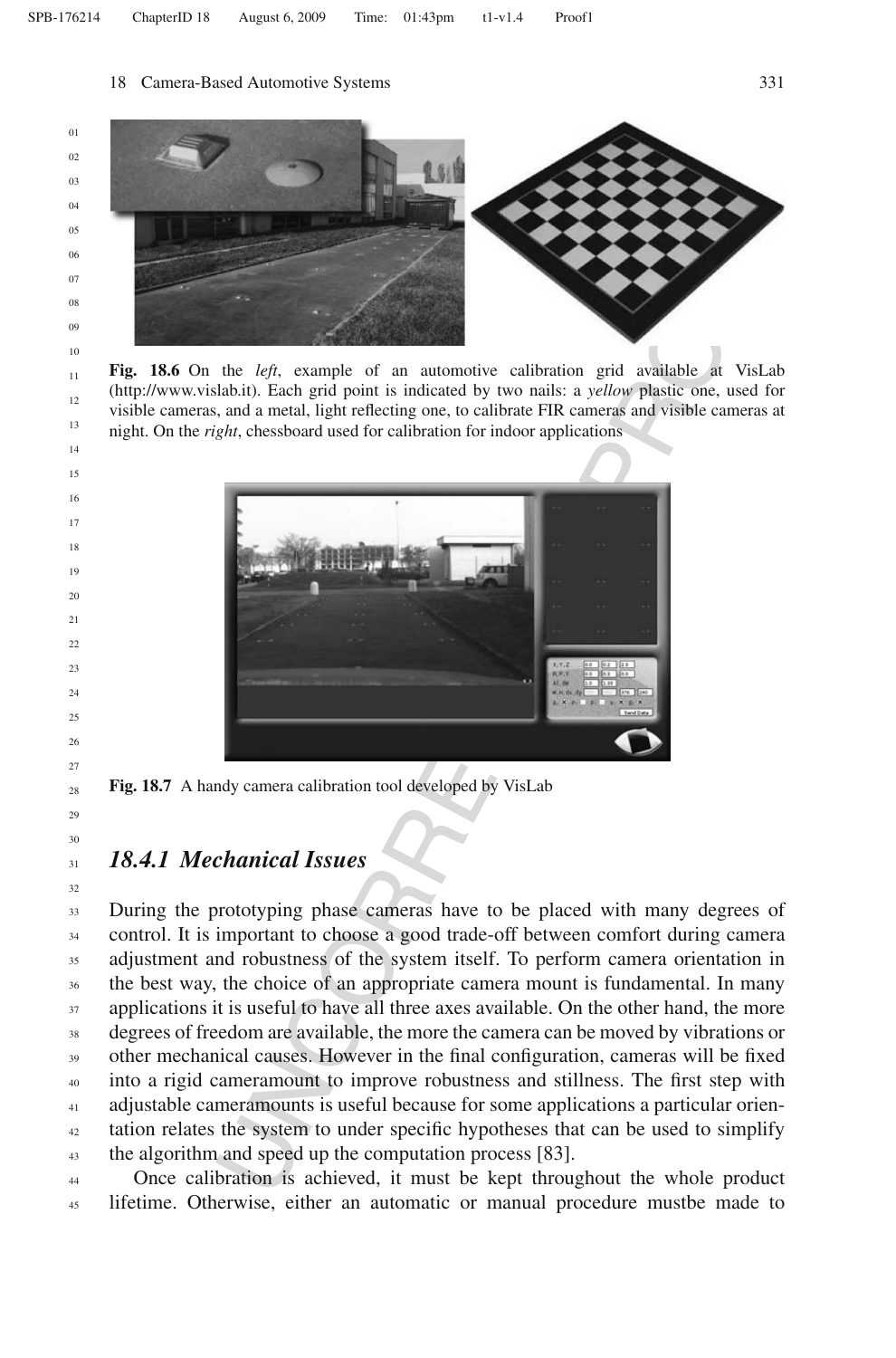**Fig. 18.6** On the *left*, example of an automotive calibration grid available at VisLab (http://www.vislab.it). Each grid point is indicated by two nails: a *yellow* plastic one, used for visible cameras, and a metal, light reflecting one, to calibrate FIR cameras and visible cameras at night. On the *right*, chessboard used for calibration for indoor applications

**Fig. 18.7** A handy camera calibration tool developed by VisLab

### *18.4.1 Mechanical Issues*

During the prototyping phase cameras have to be placed with many degrees of control. It is important to choose a good trade-off between comfort during camera adjustment and robustness of the system itself. To perform camera orientation in the best way, the choice of an appropriate camera mount is fundamental. In many applications it is useful to have all three axes available. On the other hand, the more degrees of freedom are available, the more the camera can be moved by vibrations or other mechanical causes. However in the final configuration, cameras will be fixed into a rigid cameramount to improve robustness and stillness. The first step with adjustable cameramounts is useful because for some applications a particular orientation relates the system to under specific hypotheses that can be used to simplify the algorithm and speed up the computation process [83].

Once calibration is achieved, it must be kept throughout the whole product lifetime. Otherwise, either an automatic or manual procedure mustbe made to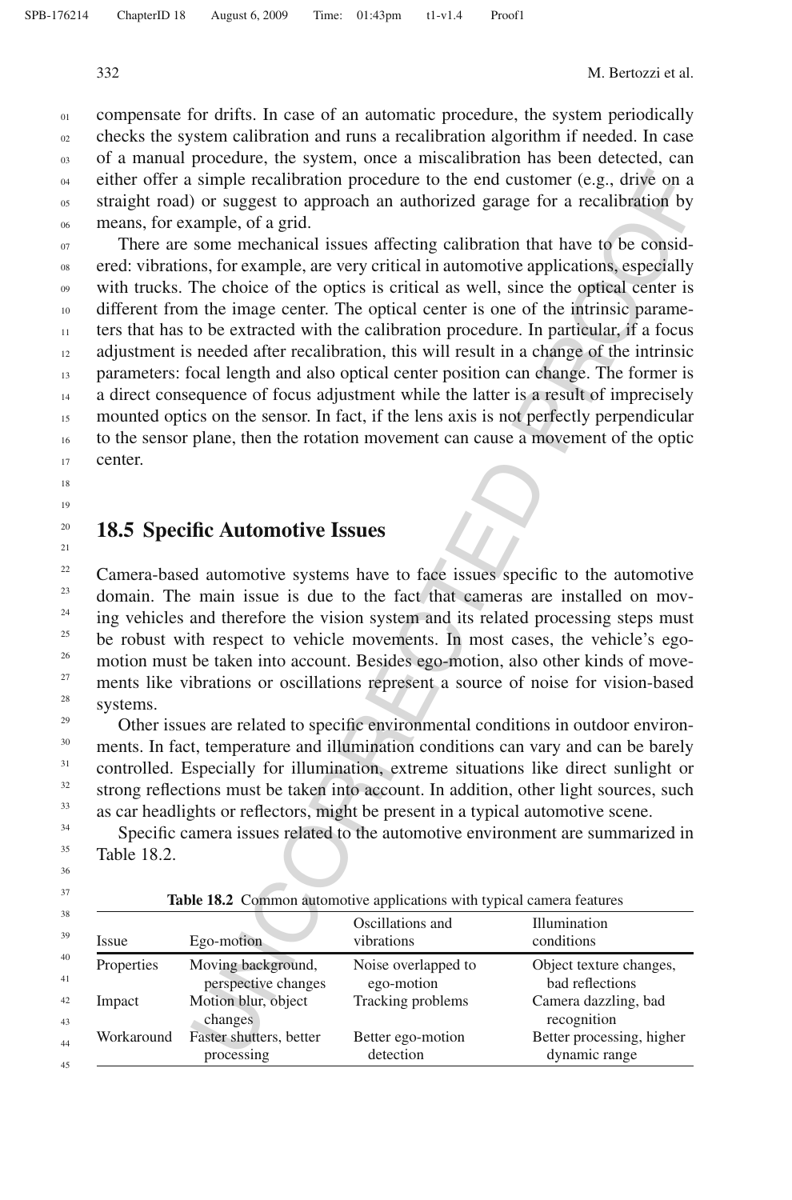compensate for drifts. In case of an automatic procedure, the system periodically checks the system calibration and runs a recalibration algorithm if needed. In case of a manual procedure, the system, once a miscalibration has been detected, can either offer a simple recalibration procedure to the end customer (e.g., drive on a straight road) or suggest to approach an authorized garage for a recalibration by means, for example, of a grid.

There are some mechanical issues affecting calibration that have to be considered: vibrations, for example, are very critical in automotive applications, especially with trucks. The choice of the optics is critical as well, since the optical center is different from the image center. The optical center is one of the intrinsic parameters that has to be extracted with the calibration procedure. In particular, if a focus adjustment is needed after recalibration, this will result in a change of the intrinsic parameters: focal length and also optical center position can change. The former is a direct consequence of focus adjustment while the latter is a result of imprecisely mounted optics on the sensor. In fact, if the lens axis is not perfectly perpendicular to the sensor plane, then the rotation movement can cause a movement of the optic center.

## 18.5 Specific Automotive Issues

Camera-based automotive systems have to face issues specific to the automotive domain. The main issue is due to the fact that cameras are installed on moving vehicles and therefore the vision system and its related processing steps must be robust with respect to vehicle movements. In most cases, the vehicle's ego-motion must be taken into account. Besides ego-motion, also other kinds of movements like vibrations or oscillations represent a source of noise for vision-based systems.

Other issues are related to specific environmental conditions in outdoor environments. In fact, temperature and illumination conditions can vary and can be barely controlled. Especially for illumination, extreme situations like direct sunlight or strong reflections must be taken into account. In addition, other light sources, such as car headlights or reflectors, might be present in a typical automotive scene.

Specific camera issues related to the automotive environment are summarized in Table 18.2.

**Table 18.2** Common automotive applications with typical camera features

| Issue | Ego-motion | Oscillations and vibrations | Illumination conditions |
|---|---|---|---|
| Properties | Moving background, perspective changes | Noise overlapped to ego-motion | Object texture changes, bad reflections |
| Impact | Motion blur, object changes | Tracking problems | Camera dazzling, bad recognition |
| Workaround | Faster shutters, better processing | Better ego-motion detection | Better processing, higher dynamic range |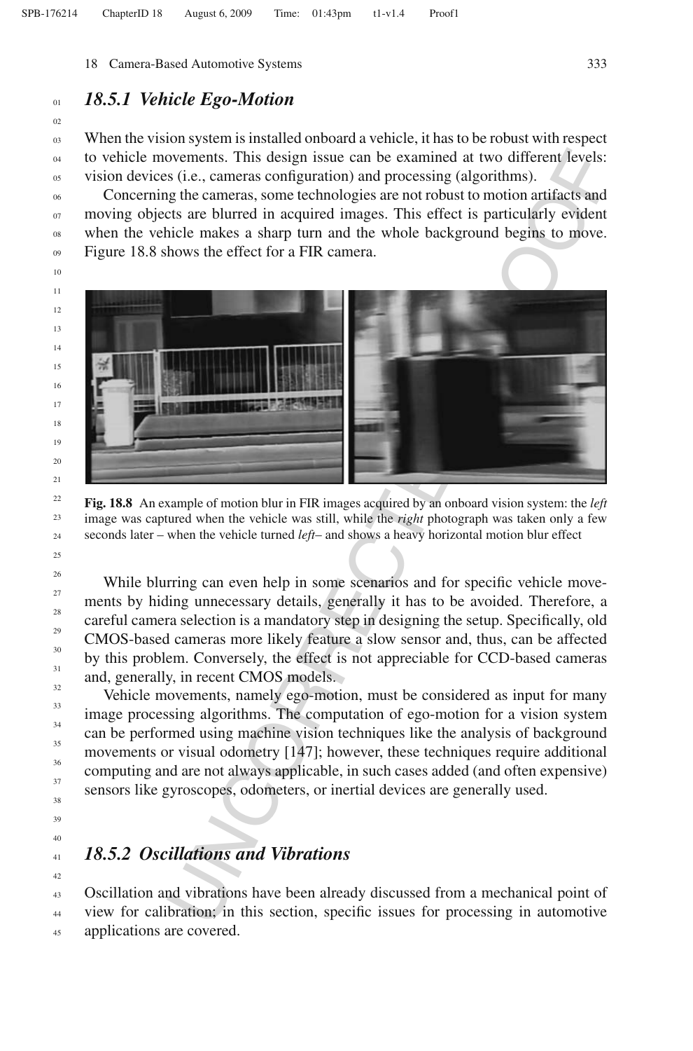## 18.5.1 Vehicle Ego-Motion

When the vision system is installed onboard a vehicle, it has to be robust with respect to vehicle movements. This design issue can be examined at two different levels: vision devices (i.e., cameras configuration) and processing (algorithms).

Concerning the cameras, some technologies are not robust to motion artifacts and moving objects are blurred in acquired images. This effect is particularly evident when the vehicle makes a sharp turn and the whole background begins to move. Figure 18.8 shows the effect for a FIR camera.

**Fig. 18.8** An example of motion blur in FIR images acquired by an onboard vision system: the *left* image was captured when the vehicle was still, while the *right* photograph was taken only a few seconds later – when the vehicle turned *left*– and shows a heavy horizontal motion blur effect

While blurring can even help in some scenarios and for specific vehicle movements by hiding unnecessary details, generally it has to be avoided. Therefore, a careful camera selection is a mandatory step in designing the setup. Specifically, old CMOS-based cameras more likely feature a slow sensor and, thus, can be affected by this problem. Conversely, the effect is not appreciable for CCD-based cameras and, generally, in recent CMOS models.

Vehicle movements, namely ego-motion, must be considered as input for many image processing algorithms. The computation of ego-motion for a vision system can be performed using machine vision techniques like the analysis of background movements or visual odometry [147]; however, these techniques require additional computing and are not always applicable, in such cases added (and often expensive) sensors like gyroscopes, odometers, or inertial devices are generally used.

## 18.5.2 Oscillations and Vibrations

Oscillation and vibrations have been already discussed from a mechanical point of view for calibration; in this section, specific issues for processing in automotive applications are covered.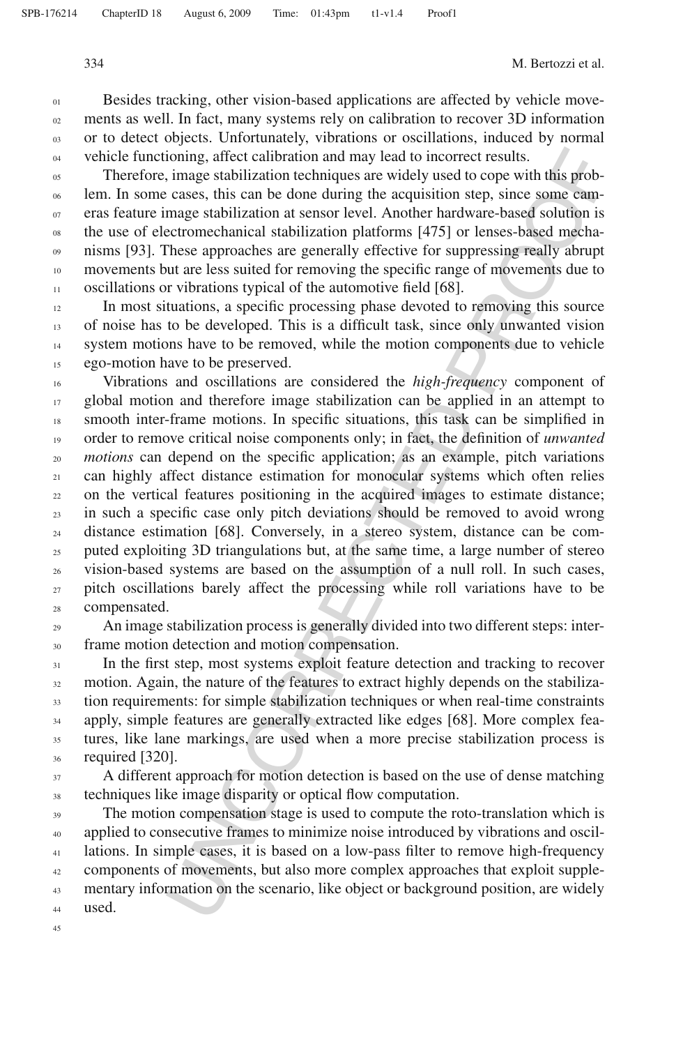Besides tracking, other vision-based applications are affected by vehicle movements as well. In fact, many systems rely on calibration to recover 3D information or to detect objects. Unfortunately, vibrations or oscillations, induced by normal vehicle functioning, affect calibration and may lead to incorrect results.

Therefore, image stabilization techniques are widely used to cope with this problem. In some cases, this can be done during the acquisition step, since some cameras feature image stabilization at sensor level. Another hardware-based solution is the use of electromechanical stabilization platforms [475] or lenses-based mechanisms [93]. These approaches are generally effective for suppressing really abrupt movements but are less suited for removing the specific range of movements due to oscillations or vibrations typical of the automotive field [68].

In most situations, a specific processing phase devoted to removing this source of noise has to be developed. This is a difficult task, since only unwanted vision system motions have to be removed, while the motion components due to vehicle ego-motion have to be preserved.

Vibrations and oscillations are considered the *high-frequency* component of global motion and therefore image stabilization can be applied in an attempt to smooth inter-frame motions. In specific situations, this task can be simplified in order to remove critical noise components only; in fact, the definition of *unwanted motions* can depend on the specific application; as an example, pitch variations can highly affect distance estimation for monocular systems which often relies on the vertical features positioning in the acquired images to estimate distance; in such a specific case only pitch deviations should be removed to avoid wrong distance estimation [68]. Conversely, in a stereo system, distance can be computed exploiting 3D triangulations but, at the same time, a large number of stereo vision-based systems are based on the assumption of a null roll. In such cases, pitch oscillations barely affect the processing while roll variations have to be compensated.

An image stabilization process is generally divided into two different steps: inter-frame motion detection and motion compensation.

In the first step, most systems exploit feature detection and tracking to recover motion. Again, the nature of the features to extract highly depends on the stabilization requirements: for simple stabilization techniques or when real-time constraints apply, simple features are generally extracted like edges [68]. More complex features, like lane markings, are used when a more precise stabilization process is required [320].

A different approach for motion detection is based on the use of dense matching techniques like image disparity or optical flow computation.

The motion compensation stage is used to compute the roto-translation which is applied to consecutive frames to minimize noise introduced by vibrations and oscillations. In simple cases, it is based on a low-pass filter to remove high-frequency components of movements, but also more complex approaches that exploit supplementary information on the scenario, like object or background position, are widely used.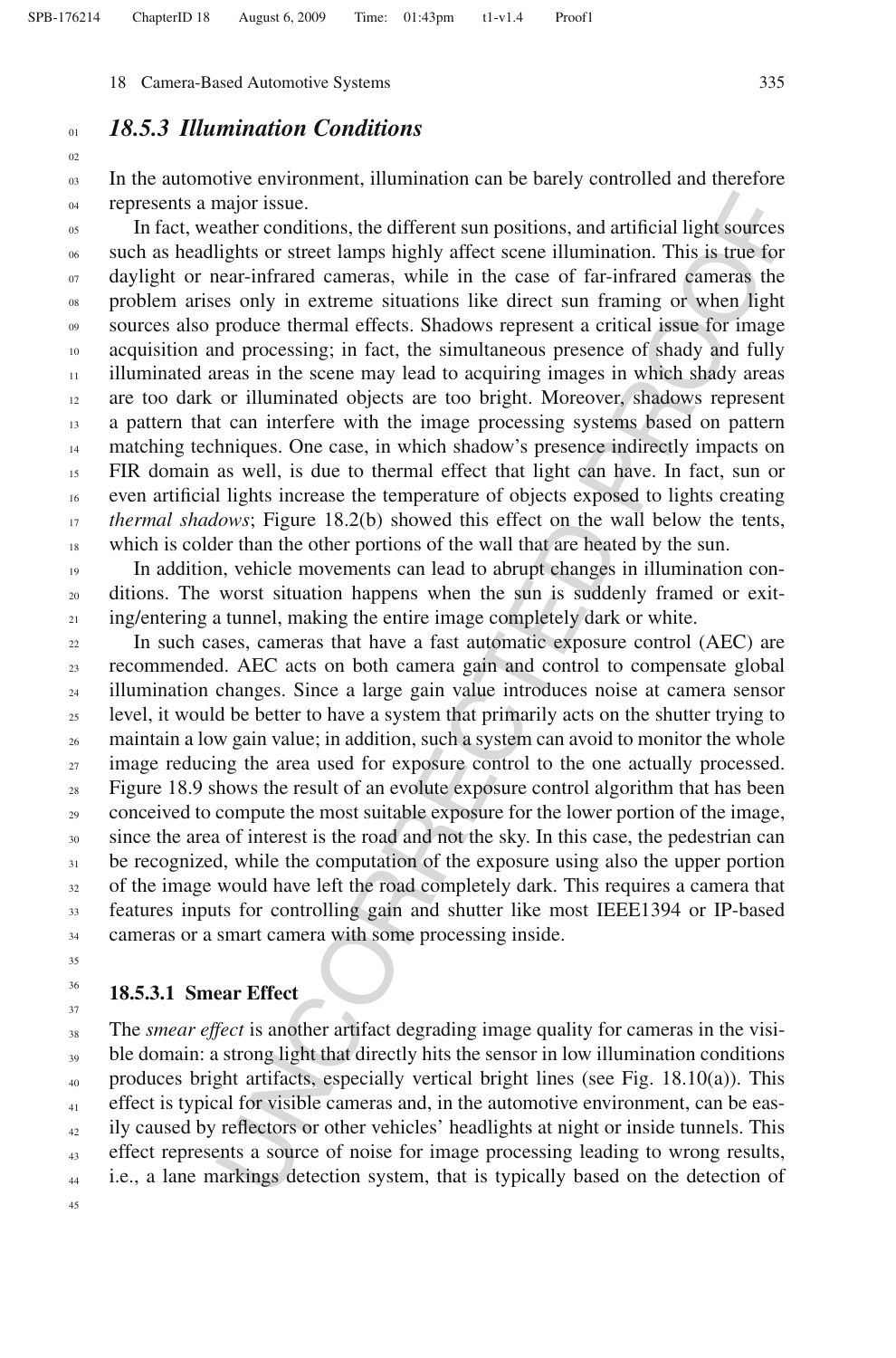### 18.5.3 Illumination Conditions

In the automotive environment, illumination can be barely controlled and therefore represents a major issue.

In fact, weather conditions, the different sun positions, and artificial light sources such as headlights or street lamps highly affect scene illumination. This is true for daylight or near-infrared cameras, while in the case of far-infrared cameras the problem arises only in extreme situations like direct sun framing or when light sources also produce thermal effects. Shadows represent a critical issue for image acquisition and processing; in fact, the simultaneous presence of shady and fully illuminated areas in the scene may lead to acquiring images in which shady areas are too dark or illuminated objects are too bright. Moreover, shadows represent a pattern that can interfere with the image processing systems based on pattern matching techniques. One case, in which shadow's presence indirectly impacts on FIR domain as well, is due to thermal effect that light can have. In fact, sun or even artificial lights increase the temperature of objects exposed to lights creating *thermal shadows*; Figure 18.2(b) showed this effect on the wall below the tents, which is colder than the other portions of the wall that are heated by the sun.

In addition, vehicle movements can lead to abrupt changes in illumination conditions. The worst situation happens when the sun is suddenly framed or exiting/entering a tunnel, making the entire image completely dark or white.

In such cases, cameras that have a fast automatic exposure control (AEC) are recommended. AEC acts on both camera gain and control to compensate global illumination changes. Since a large gain value introduces noise at camera sensor level, it would be better to have a system that primarily acts on the shutter trying to maintain a low gain value; in addition, such a system can avoid to monitor the whole image reducing the area used for exposure control to the one actually processed. Figure 18.9 shows the result of an evolute exposure control algorithm that has been conceived to compute the most suitable exposure for the lower portion of the image, since the area of interest is the road and not the sky. In this case, the pedestrian can be recognized, while the computation of the exposure using also the upper portion of the image would have left the road completely dark. This requires a camera that features inputs for controlling gain and shutter like most IEEE1394 or IP-based cameras or a smart camera with some processing inside.

#### 18.5.3.1 Smear Effect

The *smear effect* is another artifact degrading image quality for cameras in the visible domain: a strong light that directly hits the sensor in low illumination conditions produces bright artifacts, especially vertical bright lines (see Fig. 18.10(a)). This effect is typical for visible cameras and, in the automotive environment, can be easily caused by reflectors or other vehicles' headlights at night or inside tunnels. This effect represents a source of noise for image processing leading to wrong results, i.e., a lane markings detection system, that is typically based on the detection of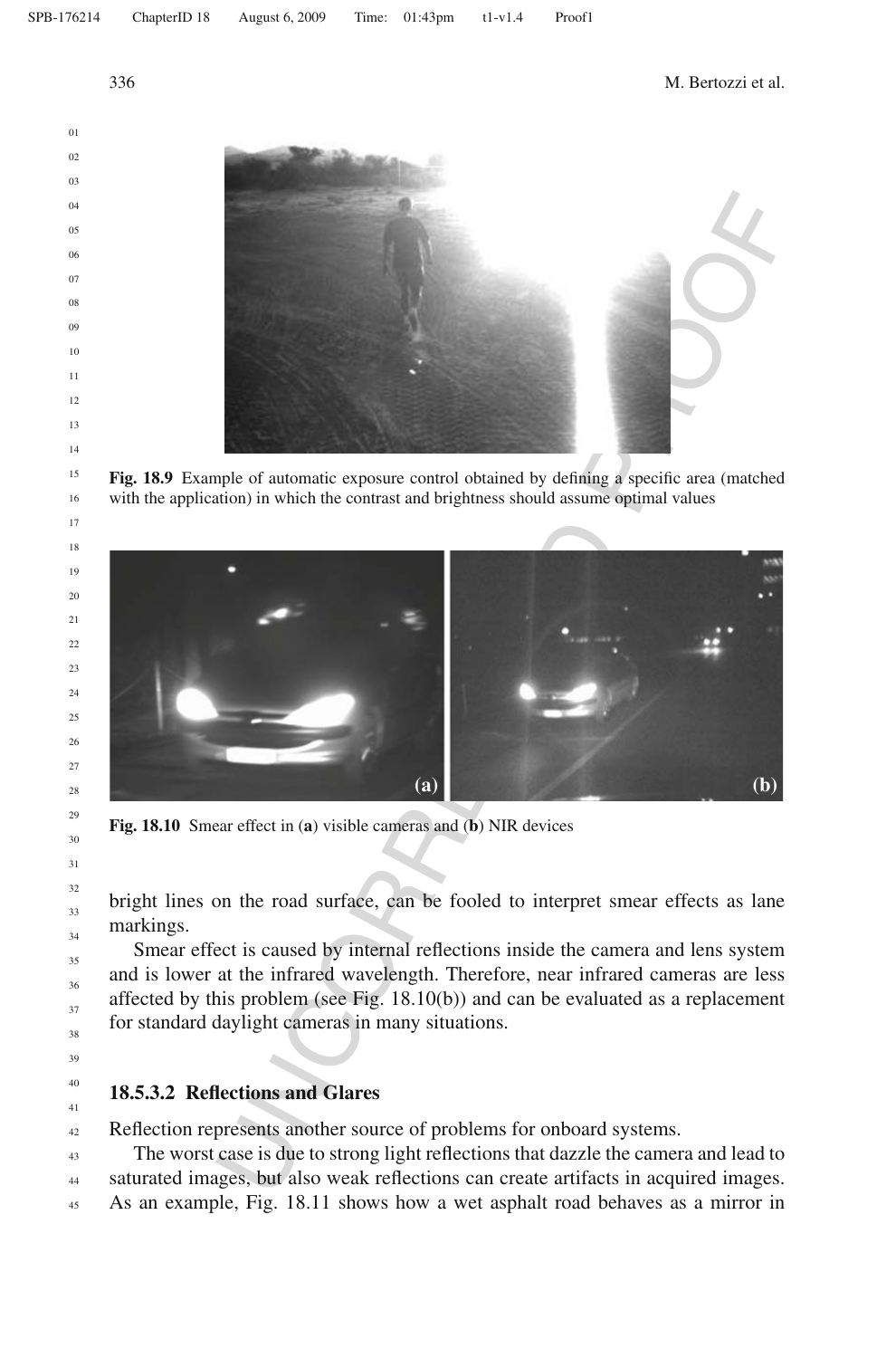**Fig. 18.9** Example of automatic exposure control obtained by defining a specific area (matched with the application) in which the contrast and brightness should assume optimal values

**Fig. 18.10** Smear effect in (**a**) visible cameras and (**b**) NIR devices

bright lines on the road surface, can be fooled to interpret smear effects as lane markings.

Smear effect is caused by internal reflections inside the camera and lens system and is lower at the infrared wavelength. Therefore, near infrared cameras are less affected by this problem (see Fig. 18.10(b)) and can be evaluated as a replacement for standard daylight cameras in many situations.

#### 18.5.3.2 Reflections and Glares

Reflection represents another source of problems for onboard systems.

The worst case is due to strong light reflections that dazzle the camera and lead to saturated images, but also weak reflections can create artifacts in acquired images. As an example, Fig. 18.11 shows how a wet asphalt road behaves as a mirror in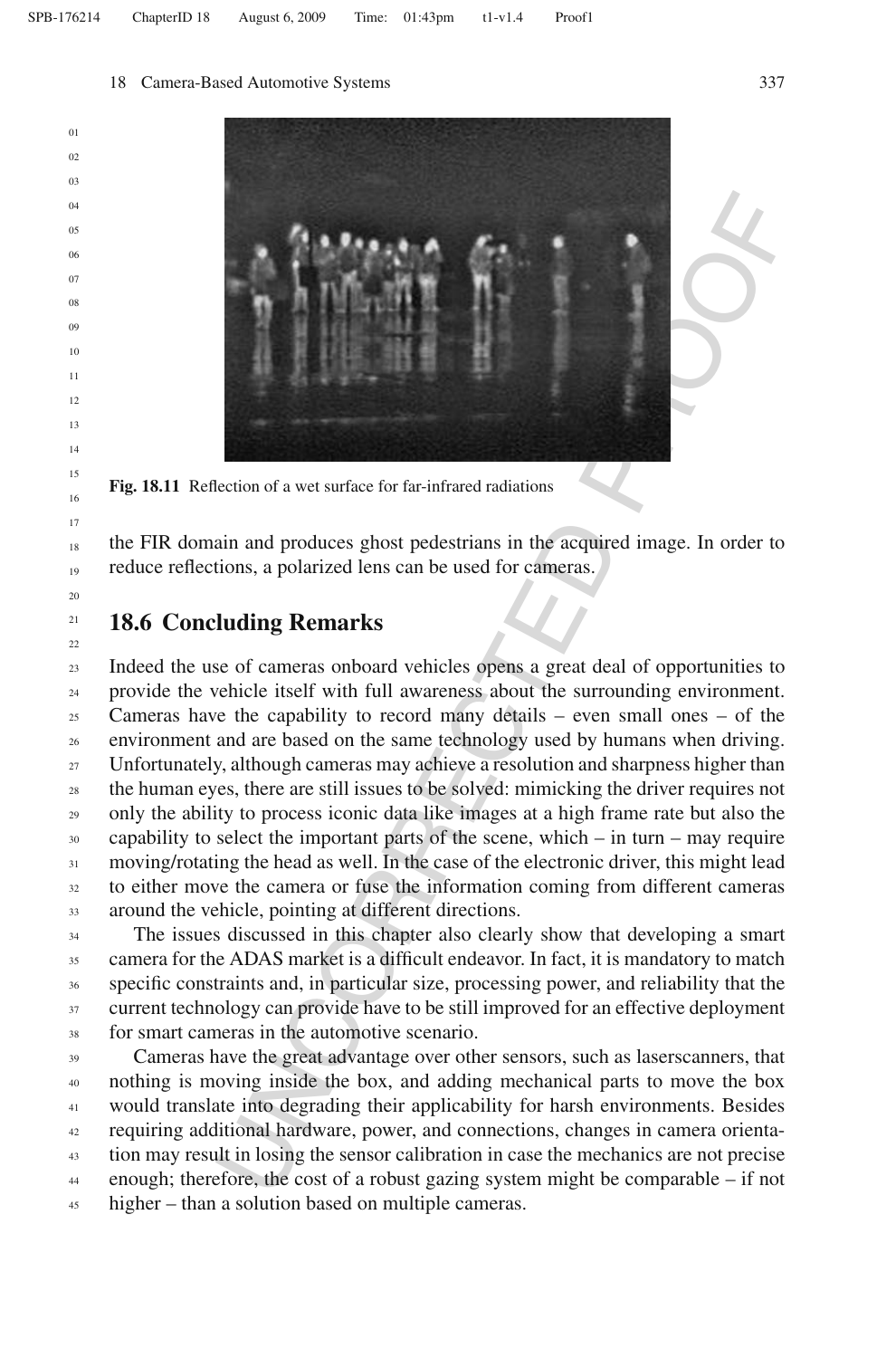Fig. 18.11 Reflection of a wet surface for far-infrared radiations

the FIR domain and produces ghost pedestrians in the acquired image. In order to reduce reflections, a polarized lens can be used for cameras.

## 18.6 Concluding Remarks

Indeed the use of cameras onboard vehicles opens a great deal of opportunities to provide the vehicle itself with full awareness about the surrounding environment. Cameras have the capability to record many details – even small ones – of the environment and are based on the same technology used by humans when driving. Unfortunately, although cameras may achieve a resolution and sharpness higher than the human eyes, there are still issues to be solved: mimicking the driver requires not only the ability to process iconic data like images at a high frame rate but also the capability to select the important parts of the scene, which – in turn – may require moving/rotating the head as well. In the case of the electronic driver, this might lead to either move the camera or fuse the information coming from different cameras around the vehicle, pointing at different directions.

The issues discussed in this chapter also clearly show that developing a smart camera for the ADAS market is a difficult endeavor. In fact, it is mandatory to match specific constraints and, in particular size, processing power, and reliability that the current technology can provide have to be still improved for an effective deployment for smart cameras in the automotive scenario.

Cameras have the great advantage over other sensors, such as laserscanners, that nothing is moving inside the box, and adding mechanical parts to move the box would translate into degrading their applicability for harsh environments. Besides requiring additional hardware, power, and connections, changes in camera orientation may result in losing the sensor calibration in case the mechanics are not precise enough; therefore, the cost of a robust gazing system might be comparable – if not higher – than a solution based on multiple cameras.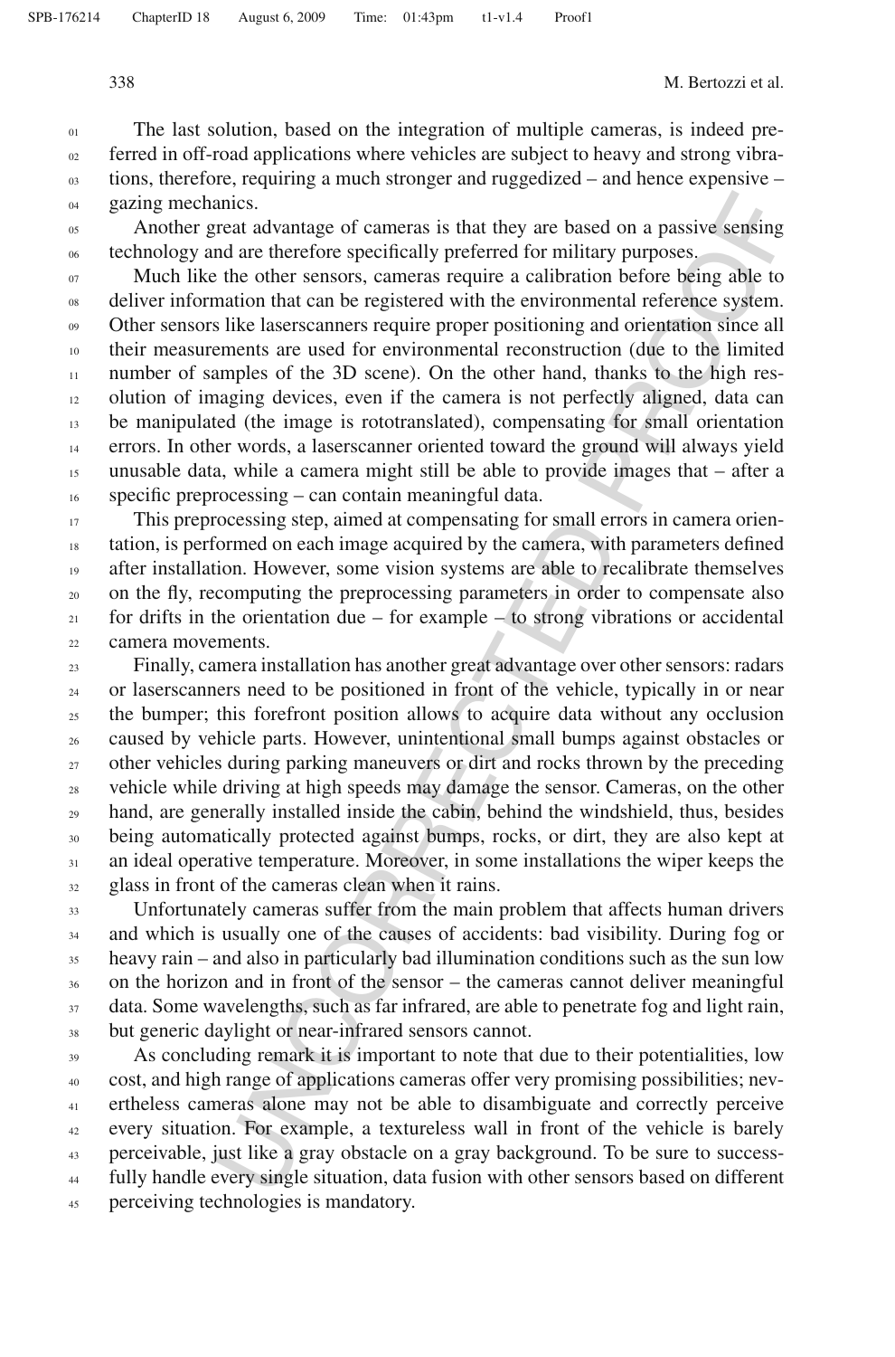The last solution, based on the integration of multiple cameras, is indeed preferred in off-road applications where vehicles are subject to heavy and strong vibrations, therefore, requiring a much stronger and ruggedized – and hence expensive – gazing mechanics.

Another great advantage of cameras is that they are based on a passive sensing technology and are therefore specifically preferred for military purposes.

Much like the other sensors, cameras require a calibration before being able to deliver information that can be registered with the environmental reference system. Other sensors like laserscanners require proper positioning and orientation since all their measurements are used for environmental reconstruction (due to the limited number of samples of the 3D scene). On the other hand, thanks to the high resolution of imaging devices, even if the camera is not perfectly aligned, data can be manipulated (the image is rototranslated), compensating for small orientation errors. In other words, a laserscanner oriented toward the ground will always yield unusable data, while a camera might still be able to provide images that – after a specific preprocessing – can contain meaningful data.

This preprocessing step, aimed at compensating for small errors in camera orientation, is performed on each image acquired by the camera, with parameters defined after installation. However, some vision systems are able to recalibrate themselves on the fly, recomputing the preprocessing parameters in order to compensate also for drifts in the orientation due – for example – to strong vibrations or accidental camera movements.

Finally, camera installation has another great advantage over other sensors: radars or laserscanners need to be positioned in front of the vehicle, typically in or near the bumper; this forefront position allows to acquire data without any occlusion caused by vehicle parts. However, unintentional small bumps against obstacles or other vehicles during parking maneuvers or dirt and rocks thrown by the preceding vehicle while driving at high speeds may damage the sensor. Cameras, on the other hand, are generally installed inside the cabin, behind the windshield, thus, besides being automatically protected against bumps, rocks, or dirt, they are also kept at an ideal operative temperature. Moreover, in some installations the wiper keeps the glass in front of the cameras clean when it rains.

Unfortunately cameras suffer from the main problem that affects human drivers and which is usually one of the causes of accidents: bad visibility. During fog or heavy rain – and also in particularly bad illumination conditions such as the sun low on the horizon and in front of the sensor – the cameras cannot deliver meaningful data. Some wavelengths, such as far infrared, are able to penetrate fog and light rain, but generic daylight or near-infrared sensors cannot.

As concluding remark it is important to note that due to their potentialities, low cost, and high range of applications cameras offer very promising possibilities; nevertheless cameras alone may not be able to disambiguate and correctly perceive every situation. For example, a textureless wall in front of the vehicle is barely perceivable, just like a gray obstacle on a gray background. To be sure to successfully handle every single situation, data fusion with other sensors based on different perceiving technologies is mandatory.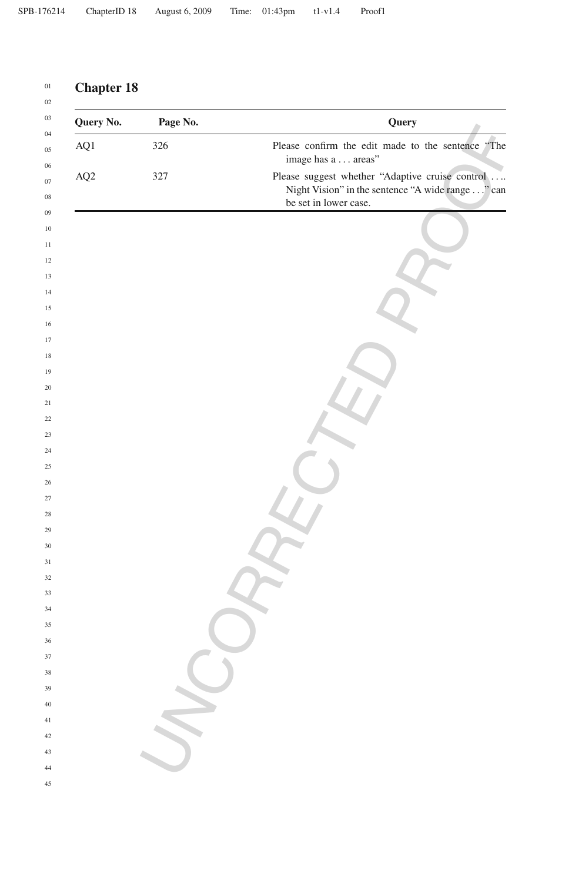# Chapter 18

| Query No. | Page No. | Query |
|---|---|---|
| AQ1 | 326 | Please confirm the edit made to the sentence "The image has a . . . areas" |
| AQ2 | 327 | Please suggest whether "Adaptive cruise control . . .. Night Vision" in the sentence "A wide range . . ." can be set in lower case. |